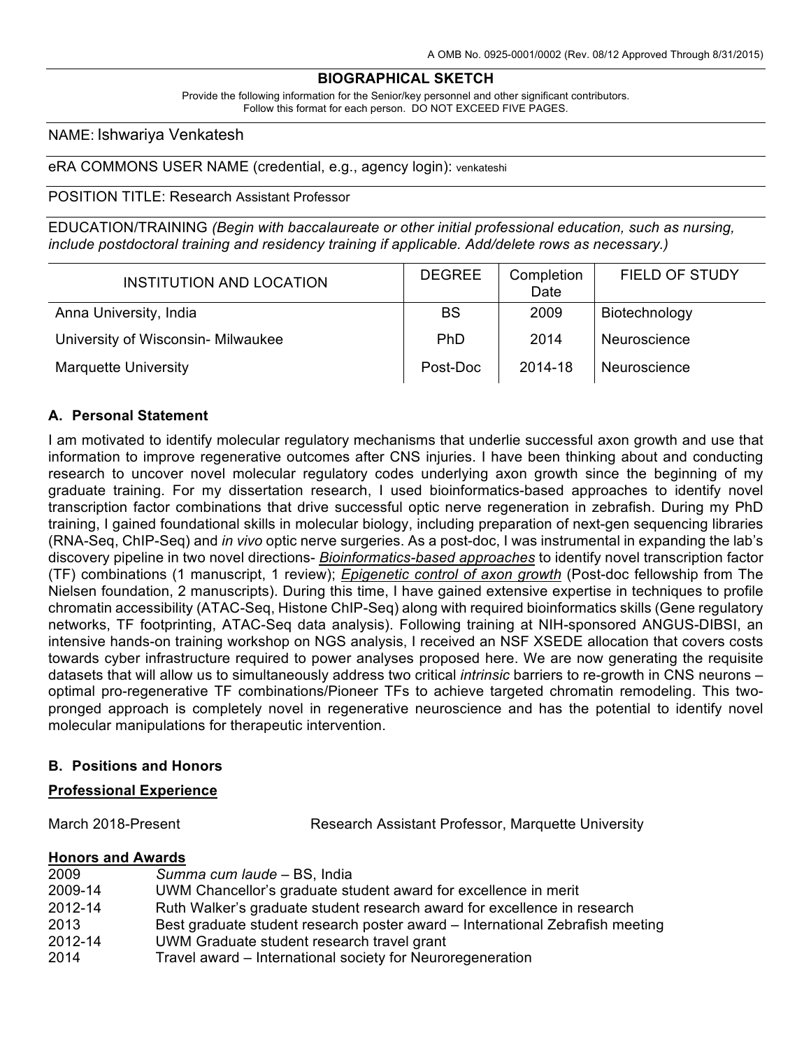A OMB No. 0925-0001/0002 (Rev. 08/12 Approved Through 8/31/2015)

## BIOGRAPHICAL SKETCH

Provide the following information for the Senior/key personnel and other significant contributors.
Follow this format for each person. DO NOT EXCEED FIVE PAGES.

NAME: Ishwariya Venkatesh

eRA COMMONS USER NAME (credential, e.g., agency login): venkateshi

POSITION TITLE: Research Assistant Professor

EDUCATION/TRAINING *(Begin with baccalaureate or other initial professional education, such as nursing, include postdoctoral training and residency training if applicable. Add/delete rows as necessary.)*

| INSTITUTION AND LOCATION | DEGREE | Completion Date | FIELD OF STUDY |
|---|---|---|---|
| Anna University, India | BS | 2009 | Biotechnology |
| University of Wisconsin- Milwaukee | PhD | 2014 | Neuroscience |
| Marquette University | Post-Doc | 2014-18 | Neuroscience |

### A. Personal Statement

I am motivated to identify molecular regulatory mechanisms that underlie successful axon growth and use that information to improve regenerative outcomes after CNS injuries. I have been thinking about and conducting research to uncover novel molecular regulatory codes underlying axon growth since the beginning of my graduate training. For my dissertation research, I used bioinformatics-based approaches to identify novel transcription factor combinations that drive successful optic nerve regeneration in zebrafish. During my PhD training, I gained foundational skills in molecular biology, including preparation of next-gen sequencing libraries (RNA-Seq, ChIP-Seq) and *in vivo* optic nerve surgeries. As a post-doc, I was instrumental in expanding the lab's discovery pipeline in two novel directions- ***Bioinformatics-based approaches*** to identify novel transcription factor (TF) combinations (1 manuscript, 1 review); ***Epigenetic control of axon growth*** (Post-doc fellowship from The Nielsen foundation, 2 manuscripts). During this time, I have gained extensive expertise in techniques to profile chromatin accessibility (ATAC-Seq, Histone ChIP-Seq) along with required bioinformatics skills (Gene regulatory networks, TF footprinting, ATAC-Seq data analysis). Following training at NIH-sponsored ANGUS-DIBSI, an intensive hands-on training workshop on NGS analysis, I received an NSF XSEDE allocation that covers costs towards cyber infrastructure required to power analyses proposed here. We are now generating the requisite datasets that will allow us to simultaneously address two critical *intrinsic* barriers to re-growth in CNS neurons – optimal pro-regenerative TF combinations/Pioneer TFs to achieve targeted chromatin remodeling. This two-pronged approach is completely novel in regenerative neuroscience and has the potential to identify novel molecular manipulations for therapeutic intervention.

### B. Positions and Honors

**Professional Experience**

March 2018-Present — Research Assistant Professor, Marquette University

**Honors and Awards**

- 2009 — *Summa cum laude* – BS, India
- 2009-14 — UWM Chancellor's graduate student award for excellence in merit
- 2012-14 — Ruth Walker's graduate student research award for excellence in research
- 2013 — Best graduate student research poster award – International Zebrafish meeting
- 2012-14 — UWM Graduate student research travel grant
- 2014 — Travel award – International society for Neuroregeneration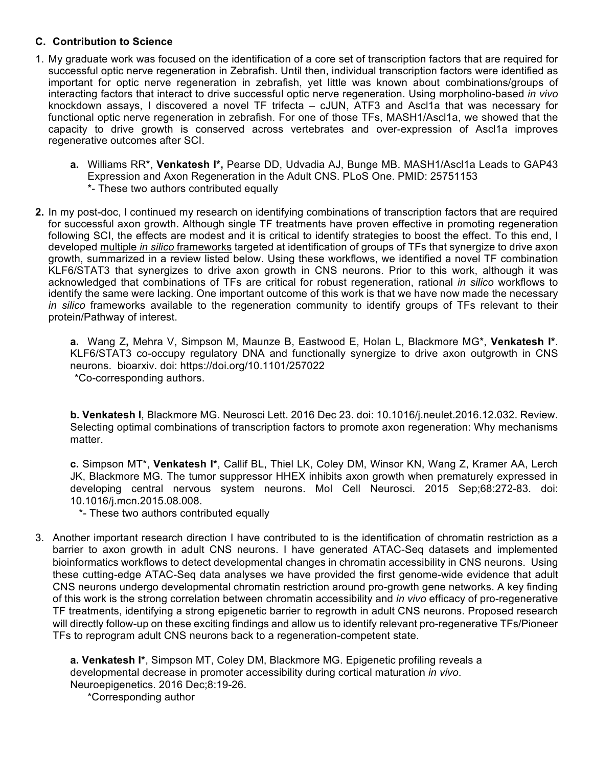### C. Contribution to Science

1. My graduate work was focused on the identification of a core set of transcription factors that are required for successful optic nerve regeneration in Zebrafish. Until then, individual transcription factors were identified as important for optic nerve regeneration in zebrafish, yet little was known about combinations/groups of interacting factors that interact to drive successful optic nerve regeneration. Using morpholino-based *in vivo* knockdown assays, I discovered a novel TF trifecta – cJUN, ATF3 and Ascl1a that was necessary for functional optic nerve regeneration in zebrafish. For one of those TFs, MASH1/Ascl1a, we showed that the capacity to drive growth is conserved across vertebrates and over-expression of Ascl1a improves regenerative outcomes after SCI.

   **a.** Williams RR*, **Venkatesh I*,** Pearse DD, Udvadia AJ, Bunge MB. MASH1/Ascl1a Leads to GAP43 Expression and Axon Regeneration in the Adult CNS. PLoS One. PMID: 25751153
   *- These two authors contributed equally

2. In my post-doc, I continued my research on identifying combinations of transcription factors that are required for successful axon growth. Although single TF treatments have proven effective in promoting regeneration following SCI, the effects are modest and it is critical to identify strategies to boost the effect. To this end, I developed multiple *in silico* frameworks targeted at identification of groups of TFs that synergize to drive axon growth, summarized in a review listed below. Using these workflows, we identified a novel TF combination KLF6/STAT3 that synergizes to drive axon growth in CNS neurons. Prior to this work, although it was acknowledged that combinations of TFs are critical for robust regeneration, rational *in silico* workflows to identify the same were lacking. One important outcome of this work is that we have now made the necessary *in silico* frameworks available to the regeneration community to identify groups of TFs relevant to their protein/Pathway of interest.

   **a.** Wang Z**,** Mehra V, Simpson M, Maunze B, Eastwood E, Holan L, Blackmore MG*, **Venkatesh I***. KLF6/STAT3 co-occupy regulatory DNA and functionally synergize to drive axon outgrowth in CNS neurons. bioarxiv. doi: https://doi.org/10.1101/257022
   *Co-corresponding authors.

   **b. Venkatesh I**, Blackmore MG. Neurosci Lett. 2016 Dec 23. doi: 10.1016/j.neulet.2016.12.032. Review. Selecting optimal combinations of transcription factors to promote axon regeneration: Why mechanisms matter.

   **c.** Simpson MT*, **Venkatesh I***, Callif BL, Thiel LK, Coley DM, Winsor KN, Wang Z, Kramer AA, Lerch JK, Blackmore MG. The tumor suppressor HHEX inhibits axon growth when prematurely expressed in developing central nervous system neurons. Mol Cell Neurosci. 2015 Sep;68:272-83. doi: 10.1016/j.mcn.2015.08.008.
   *- These two authors contributed equally

3. Another important research direction I have contributed to is the identification of chromatin restriction as a barrier to axon growth in adult CNS neurons. I have generated ATAC-Seq datasets and implemented bioinformatics workflows to detect developmental changes in chromatin accessibility in CNS neurons. Using these cutting-edge ATAC-Seq data analyses we have provided the first genome-wide evidence that adult CNS neurons undergo developmental chromatin restriction around pro-growth gene networks. A key finding of this work is the strong correlation between chromatin accessibility and *in vivo* efficacy of pro-regenerative TF treatments, identifying a strong epigenetic barrier to regrowth in adult CNS neurons. Proposed research will directly follow-up on these exciting findings and allow us to identify relevant pro-regenerative TFs/Pioneer TFs to reprogram adult CNS neurons back to a regeneration-competent state.

   **a. Venkatesh I***, Simpson MT, Coley DM, Blackmore MG. Epigenetic profiling reveals a developmental decrease in promoter accessibility during cortical maturation *in vivo*. Neuroepigenetics. 2016 Dec;8:19-26.
   *Corresponding author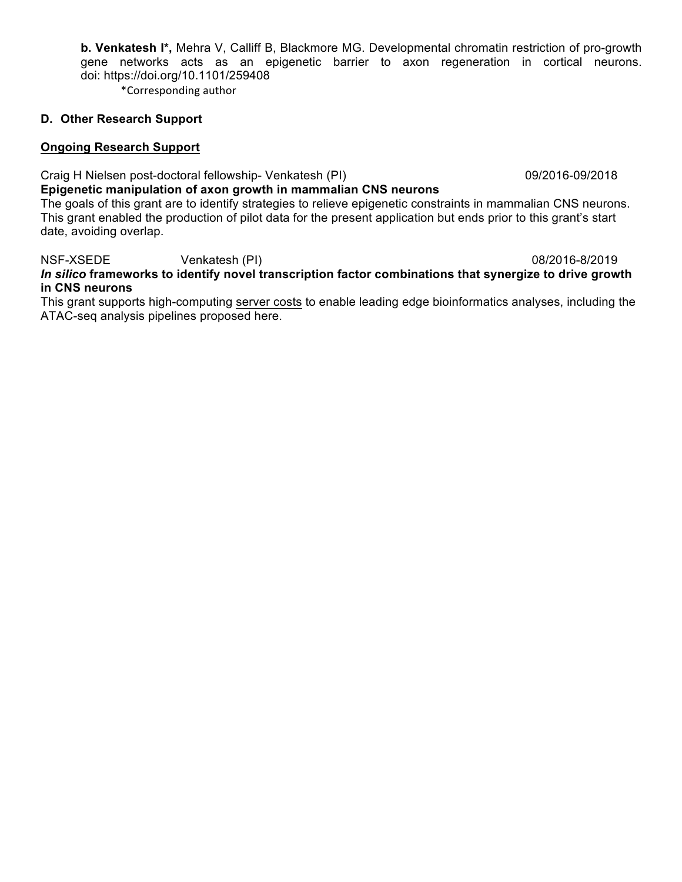**b. Venkatesh I*,** Mehra V, Calliff B, Blackmore MG. Developmental chromatin restriction of pro-growth gene networks acts as an epigenetic barrier to axon regeneration in cortical neurons. doi: https://doi.org/10.1101/259408

*Corresponding author

**D. Other Research Support**

**Ongoing Research Support**

Craig H Nielsen post-doctoral fellowship- Venkatesh (PI) 09/2016-09/2018

**Epigenetic manipulation of axon growth in mammalian CNS neurons**

The goals of this grant are to identify strategies to relieve epigenetic constraints in mammalian CNS neurons. This grant enabled the production of pilot data for the present application but ends prior to this grant's start date, avoiding overlap.

NSF-XSEDE Venkatesh (PI) 08/2016-8/2019

***In silico* frameworks to identify novel transcription factor combinations that synergize to drive growth in CNS neurons**

This grant supports high-computing server costs to enable leading edge bioinformatics analyses, including the ATAC-seq analysis pipelines proposed here.